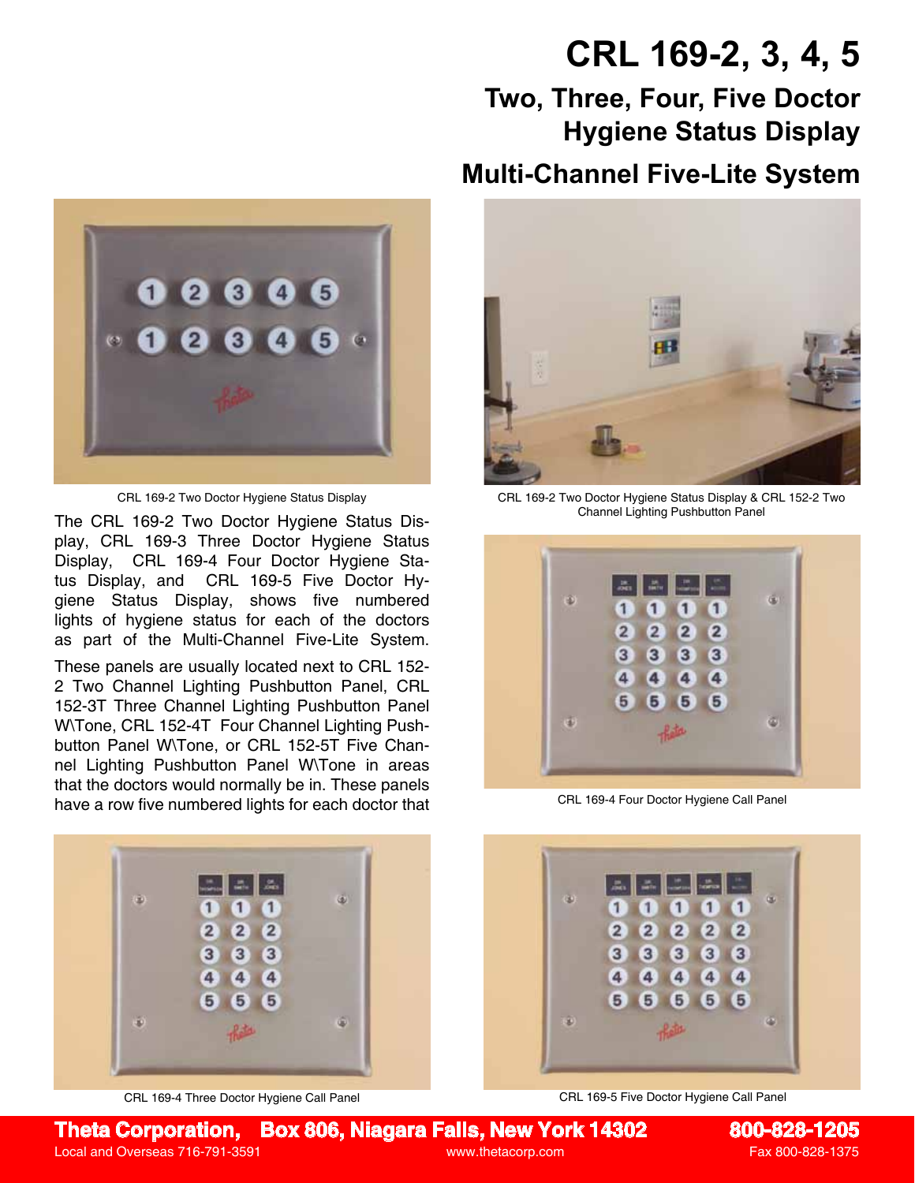# CRL 169-2, 3, 4, 5

## Two, Three, Four, Five Doctor Hygiene Status Display

## Multi-Channel Five-Lite System

CRL 169-2 Two Doctor Hygiene Status Display

CRL 169-2 Two Doctor Hygiene Status Display & CRL 152-2 Two Channel Lighting Pushbutton Panel

The CRL 169-2 Two Doctor Hygiene Status Display, CRL 169-3 Three Doctor Hygiene Status Display, CRL 169-4 Four Doctor Hygiene Status Display, and CRL 169-5 Five Doctor Hygiene Status Display, shows five numbered lights of hygiene status for each of the doctors as part of the Multi-Channel Five-Lite System.

These panels are usually located next to CRL 152-2 Two Channel Lighting Pushbutton Panel, CRL 152-3T Three Channel Lighting Pushbutton Panel W\Tone, CRL 152-4T Four Channel Lighting Pushbutton Panel W\Tone, or CRL 152-5T Five Channel Lighting Pushbutton Panel W\Tone in areas that the doctors would normally be in. These panels have a row five numbered lights for each doctor that

CRL 169-4 Four Doctor Hygiene Call Panel

CRL 169-4 Three Doctor Hygiene Call Panel

CRL 169-5 Five Doctor Hygiene Call Panel

**Theta Corporation, Box 806, Niagara Falls, New York 14302** **800-828-1205**
Local and Overseas 716-791-3591 www.thetacorp.com Fax 800-828-1375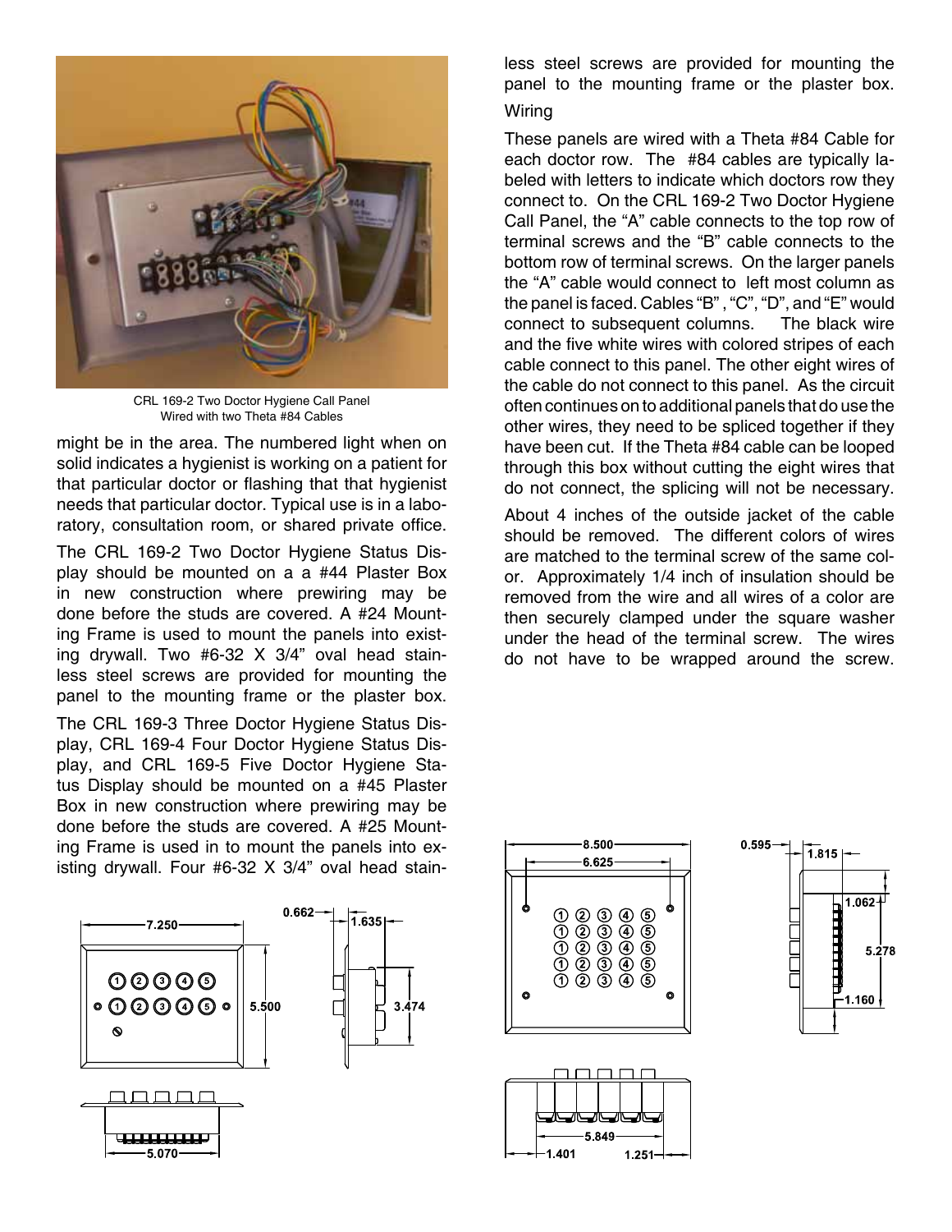CRL 169-2 Two Doctor Hygiene Call Panel
Wired with two Theta #84 Cables

might be in the area. The numbered light when on solid indicates a hygienist is working on a patient for that particular doctor or flashing that that hygienist needs that particular doctor. Typical use is in a laboratory, consultation room, or shared private office.

The CRL 169-2 Two Doctor Hygiene Status Display should be mounted on a a #44 Plaster Box in new construction where prewiring may be done before the studs are covered. A #24 Mounting Frame is used to mount the panels into existing drywall. Two #6-32 X 3/4" oval head stainless steel screws are provided for mounting the panel to the mounting frame or the plaster box.

The CRL 169-3 Three Doctor Hygiene Status Display, CRL 169-4 Four Doctor Hygiene Status Display, and CRL 169-5 Five Doctor Hygiene Status Display should be mounted on a #45 Plaster Box in new construction where prewiring may be done before the studs are covered. A #25 Mounting Frame is used in to mount the panels into existing drywall. Four #6-32 X 3/4" oval head stainless steel screws are provided for mounting the panel to the mounting frame or the plaster box.

## Wiring

These panels are wired with a Theta #84 Cable for each doctor row. The #84 cables are typically labeled with letters to indicate which doctors row they connect to. On the CRL 169-2 Two Doctor Hygiene Call Panel, the "A" cable connects to the top row of terminal screws and the "B" cable connects to the bottom row of terminal screws. On the larger panels the "A" cable would connect to left most column as the panel is faced. Cables "B", "C", "D", and "E" would connect to subsequent columns. The black wire and the five white wires with colored stripes of each cable connect to this panel. The other eight wires of the cable do not connect to this panel. As the circuit often continues on to additional panels that do use the other wires, they need to be spliced together if they have been cut. If the Theta #84 cable can be looped through this box without cutting the eight wires that do not connect, the splicing will not be necessary.

About 4 inches of the outside jacket of the cable should be removed. The different colors of wires are matched to the terminal screw of the same color. Approximately 1/4 inch of insulation should be removed from the wire and all wires of a color are then securely clamped under the square washer under the head of the terminal screw. The wires do not have to be wrapped around the screw.

7.250
5.500
0.662
1.635
3.474
5.070

8.500
6.625
0.595
1.815
1.062
5.278
1.160
5.849
1.401
1.251